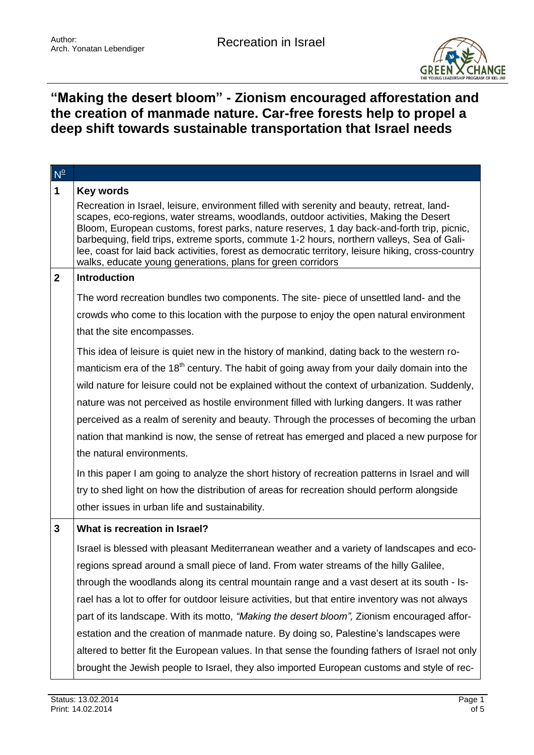# "Making the desert bloom" - Zionism encouraged afforestation and the creation of manmade nature. Car-free forests help to propel a deep shift towards sustainable transportation that Israel needs

| Nº | |
|---|---|
| **1** | **Key words**<br><br>Recreation in Israel, leisure, environment filled with serenity and beauty, retreat, landscapes, eco-regions, water streams, woodlands, outdoor activities, Making the Desert Bloom, European customs, forest parks, nature reserves, 1 day back-and-forth trip, picnic, barbequing, field trips, extreme sports, commute 1-2 hours, northern valleys, Sea of Galilee, coast for laid back activities, forest as democratic territory, leisure hiking, cross-country walks, educate young generations, plans for green corridors |
| **2** | **Introduction**<br><br>The word recreation bundles two components. The site- piece of unsettled land- and the crowds who come to this location with the purpose to enjoy the open natural environment that the site encompasses.<br><br>This idea of leisure is quiet new in the history of mankind, dating back to the western romanticism era of the 18th century. The habit of going away from your daily domain into the wild nature for leisure could not be explained without the context of urbanization. Suddenly, nature was not perceived as hostile environment filled with lurking dangers. It was rather perceived as a realm of serenity and beauty. Through the processes of becoming the urban nation that mankind is now, the sense of retreat has emerged and placed a new purpose for the natural environments.<br><br>In this paper I am going to analyze the short history of recreation patterns in Israel and will try to shed light on how the distribution of areas for recreation should perform alongside other issues in urban life and sustainability. |
| **3** | **What is recreation in Israel?**<br><br>Israel is blessed with pleasant Mediterranean weather and a variety of landscapes and eco-regions spread around a small piece of land. From water streams of the hilly Galilee, through the woodlands along its central mountain range and a vast desert at its south - Israel has a lot to offer for outdoor leisure activities, but that entire inventory was not always part of its landscape. With its motto, *"Making the desert bloom",* Zionism encouraged afforestation and the creation of manmade nature. By doing so, Palestine's landscapes were altered to better fit the European values. In that sense the founding fathers of Israel not only brought the Jewish people to Israel, they also imported European customs and style of rec- |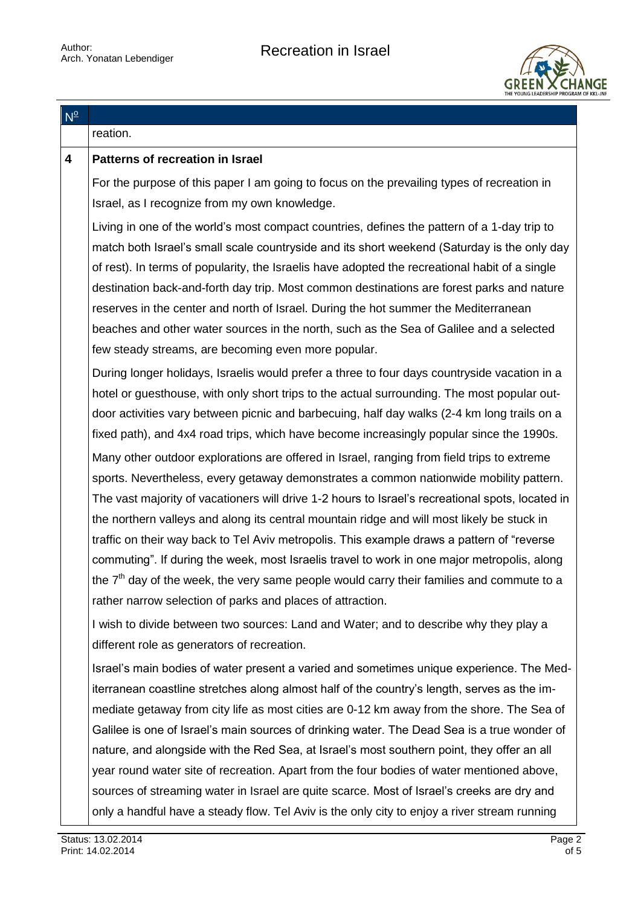reation.

## 4 Patterns of recreation in Israel

For the purpose of this paper I am going to focus on the prevailing types of recreation in Israel, as I recognize from my own knowledge.

Living in one of the world's most compact countries, defines the pattern of a 1-day trip to match both Israel's small scale countryside and its short weekend (Saturday is the only day of rest). In terms of popularity, the Israelis have adopted the recreational habit of a single destination back-and-forth day trip. Most common destinations are forest parks and nature reserves in the center and north of Israel. During the hot summer the Mediterranean beaches and other water sources in the north, such as the Sea of Galilee and a selected few steady streams, are becoming even more popular.

During longer holidays, Israelis would prefer a three to four days countryside vacation in a hotel or guesthouse, with only short trips to the actual surrounding. The most popular out-door activities vary between picnic and barbecuing, half day walks (2-4 km long trails on a fixed path), and 4x4 road trips, which have become increasingly popular since the 1990s.

Many other outdoor explorations are offered in Israel, ranging from field trips to extreme sports. Nevertheless, every getaway demonstrates a common nationwide mobility pattern. The vast majority of vacationers will drive 1-2 hours to Israel's recreational spots, located in the northern valleys and along its central mountain ridge and will most likely be stuck in traffic on their way back to Tel Aviv metropolis. This example draws a pattern of "reverse commuting". If during the week, most Israelis travel to work in one major metropolis, along the 7th day of the week, the very same people would carry their families and commute to a rather narrow selection of parks and places of attraction.

I wish to divide between two sources: Land and Water; and to describe why they play a different role as generators of recreation.

Israel's main bodies of water present a varied and sometimes unique experience. The Mediterranean coastline stretches along almost half of the country's length, serves as the immediate getaway from city life as most cities are 0-12 km away from the shore. The Sea of Galilee is one of Israel's main sources of drinking water. The Dead Sea is a true wonder of nature, and alongside with the Red Sea, at Israel's most southern point, they offer an all year round water site of recreation. Apart from the four bodies of water mentioned above, sources of streaming water in Israel are quite scarce. Most of Israel's creeks are dry and only a handful have a steady flow. Tel Aviv is the only city to enjoy a river stream running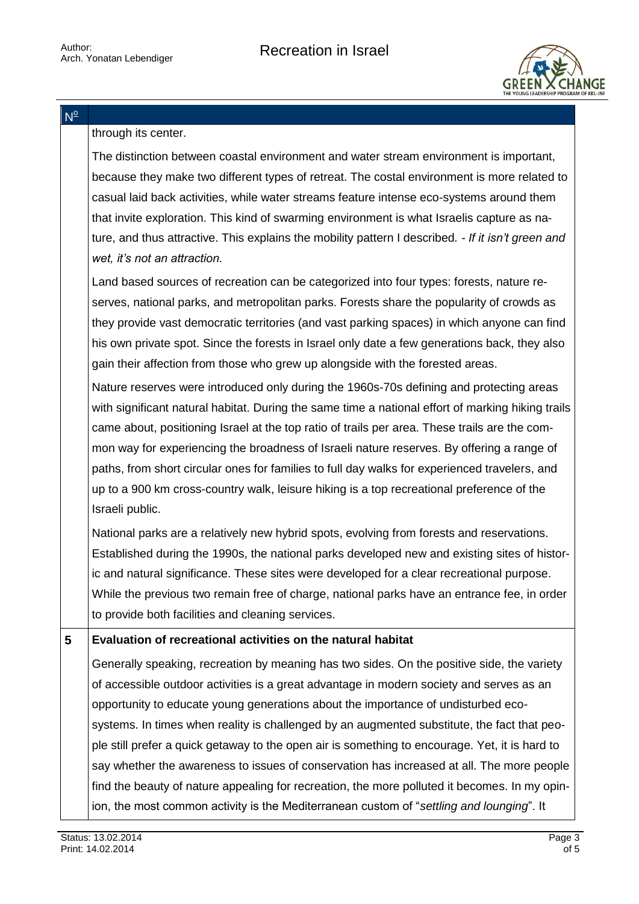through its center.

The distinction between coastal environment and water stream environment is important, because they make two different types of retreat. The costal environment is more related to casual laid back activities, while water streams feature intense eco-systems around them that invite exploration. This kind of swarming environment is what Israelis capture as nature, and thus attractive. This explains the mobility pattern I described. *- If it isn't green and wet, it's not an attraction.*

Land based sources of recreation can be categorized into four types: forests, nature reserves, national parks, and metropolitan parks. Forests share the popularity of crowds as they provide vast democratic territories (and vast parking spaces) in which anyone can find his own private spot. Since the forests in Israel only date a few generations back, they also gain their affection from those who grew up alongside with the forested areas.

Nature reserves were introduced only during the 1960s-70s defining and protecting areas with significant natural habitat. During the same time a national effort of marking hiking trails came about, positioning Israel at the top ratio of trails per area. These trails are the common way for experiencing the broadness of Israeli nature reserves. By offering a range of paths, from short circular ones for families to full day walks for experienced travelers, and up to a 900 km cross-country walk, leisure hiking is a top recreational preference of the Israeli public.

National parks are a relatively new hybrid spots, evolving from forests and reservations. Established during the 1990s, the national parks developed new and existing sites of historic and natural significance. These sites were developed for a clear recreational purpose. While the previous two remain free of charge, national parks have an entrance fee, in order to provide both facilities and cleaning services.

## 5 Evaluation of recreational activities on the natural habitat

Generally speaking, recreation by meaning has two sides. On the positive side, the variety of accessible outdoor activities is a great advantage in modern society and serves as an opportunity to educate young generations about the importance of undisturbed eco-systems. In times when reality is challenged by an augmented substitute, the fact that people still prefer a quick getaway to the open air is something to encourage. Yet, it is hard to say whether the awareness to issues of conservation has increased at all. The more people find the beauty of nature appealing for recreation, the more polluted it becomes. In my opinion, the most common activity is the Mediterranean custom of "*settling and lounging*". It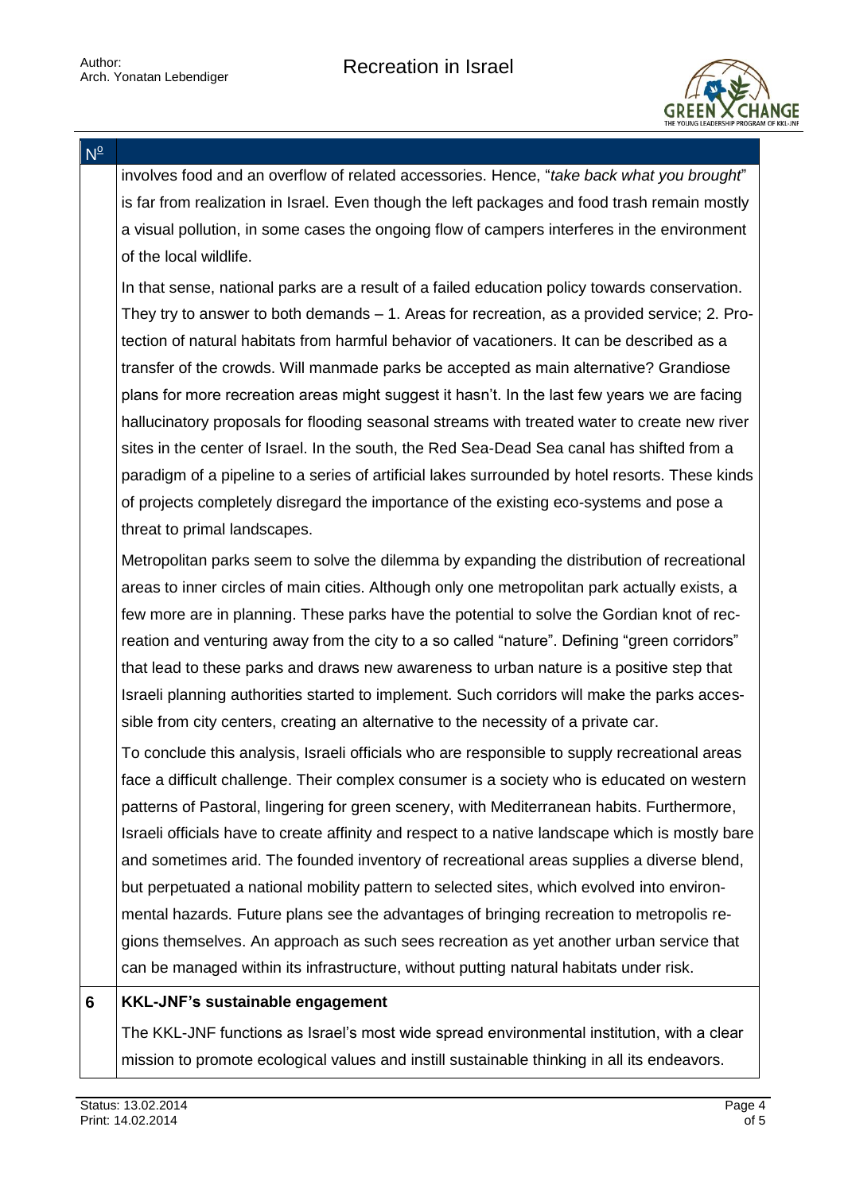involves food and an overflow of related accessories. Hence, "*take back what you brought*" is far from realization in Israel. Even though the left packages and food trash remain mostly a visual pollution, in some cases the ongoing flow of campers interferes in the environment of the local wildlife.

In that sense, national parks are a result of a failed education policy towards conservation. They try to answer to both demands – 1. Areas for recreation, as a provided service; 2. Protection of natural habitats from harmful behavior of vacationers. It can be described as a transfer of the crowds. Will manmade parks be accepted as main alternative? Grandiose plans for more recreation areas might suggest it hasn't. In the last few years we are facing hallucinatory proposals for flooding seasonal streams with treated water to create new river sites in the center of Israel. In the south, the Red Sea-Dead Sea canal has shifted from a paradigm of a pipeline to a series of artificial lakes surrounded by hotel resorts. These kinds of projects completely disregard the importance of the existing eco-systems and pose a threat to primal landscapes.

Metropolitan parks seem to solve the dilemma by expanding the distribution of recreational areas to inner circles of main cities. Although only one metropolitan park actually exists, a few more are in planning. These parks have the potential to solve the Gordian knot of recreation and venturing away from the city to a so called "nature". Defining "green corridors" that lead to these parks and draws new awareness to urban nature is a positive step that Israeli planning authorities started to implement. Such corridors will make the parks accessible from city centers, creating an alternative to the necessity of a private car.

To conclude this analysis, Israeli officials who are responsible to supply recreational areas face a difficult challenge. Their complex consumer is a society who is educated on western patterns of Pastoral, lingering for green scenery, with Mediterranean habits. Furthermore, Israeli officials have to create affinity and respect to a native landscape which is mostly bare and sometimes arid. The founded inventory of recreational areas supplies a diverse blend, but perpetuated a national mobility pattern to selected sites, which evolved into environmental hazards. Future plans see the advantages of bringing recreation to metropolis regions themselves. An approach as such sees recreation as yet another urban service that can be managed within its infrastructure, without putting natural habitats under risk.

## 6 KKL-JNF's sustainable engagement

The KKL-JNF functions as Israel's most wide spread environmental institution, with a clear mission to promote ecological values and instill sustainable thinking in all its endeavors.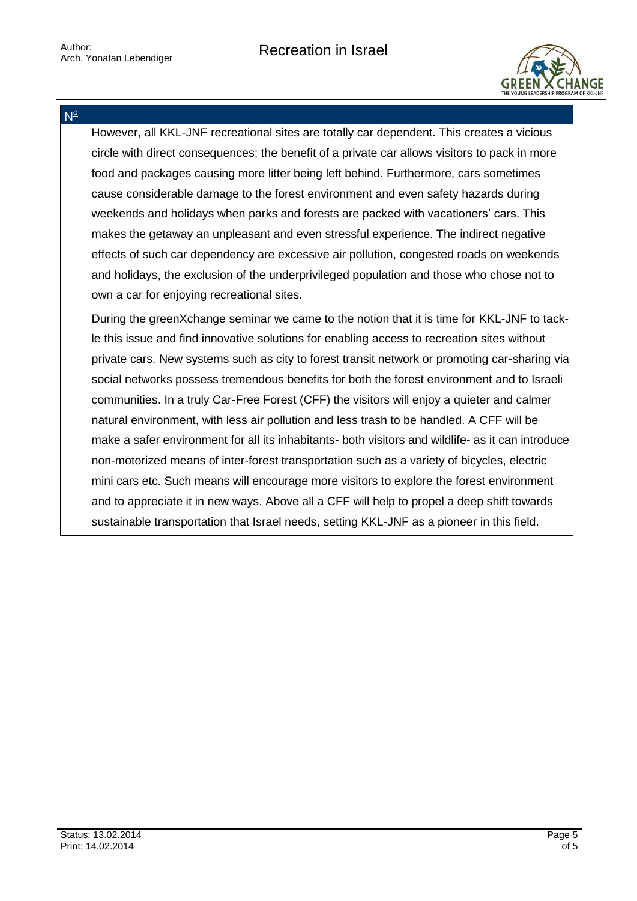| Nº | |
|---|---|
| | However, all KKL-JNF recreational sites are totally car dependent. This creates a vicious circle with direct consequences; the benefit of a private car allows visitors to pack in more food and packages causing more litter being left behind. Furthermore, cars sometimes cause considerable damage to the forest environment and even safety hazards during weekends and holidays when parks and forests are packed with vacationers' cars. This makes the getaway an unpleasant and even stressful experience. The indirect negative effects of such car dependency are excessive air pollution, congested roads on weekends and holidays, the exclusion of the underprivileged population and those who chose not to own a car for enjoying recreational sites.<br><br>During the greenXchange seminar we came to the notion that it is time for KKL-JNF to tackle this issue and find innovative solutions for enabling access to recreation sites without private cars. New systems such as city to forest transit network or promoting car-sharing via social networks possess tremendous benefits for both the forest environment and to Israeli communities. In a truly Car-Free Forest (CFF) the visitors will enjoy a quieter and calmer natural environment, with less air pollution and less trash to be handled. A CFF will be make a safer environment for all its inhabitants- both visitors and wildlife- as it can introduce non-motorized means of inter-forest transportation such as a variety of bicycles, electric mini cars etc. Such means will encourage more visitors to explore the forest environment and to appreciate it in new ways. Above all a CFF will help to propel a deep shift towards sustainable transportation that Israel needs, setting KKL-JNF as a pioneer in this field. |